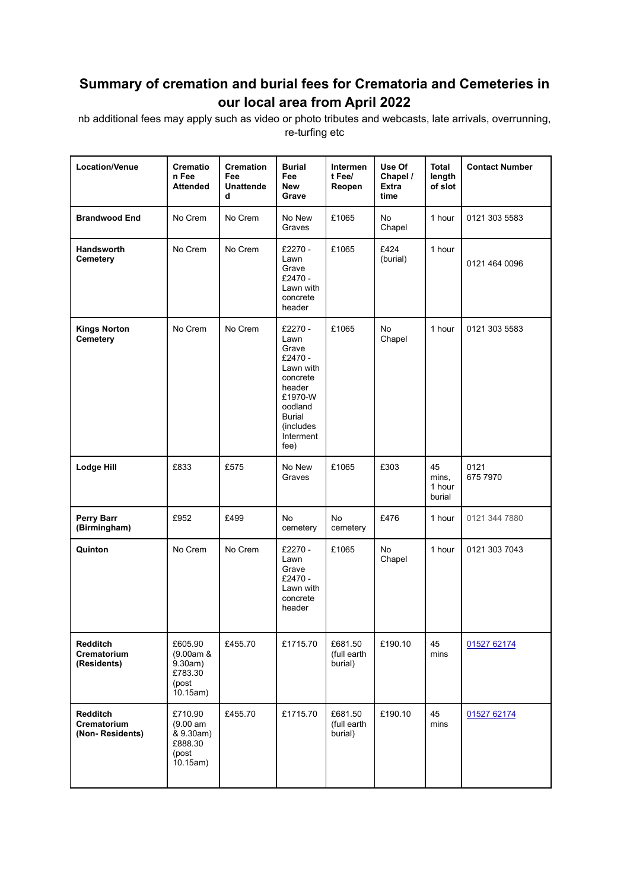## Summary of cremation and burial fees for Crematoria and Cemeteries in our local area from April 2022

nb additional fees may apply such as video or photo tributes and webcasts, late arrivals, overrunning, re-turfing etc

| Location/Venue | Cremation Fee Attended | Cremation Fee Unattended | Burial Fee New Grave | Interment Fee/ Reopen | Use Of Chapel / Extra time | Total length of slot | Contact Number |
|---|---|---|---|---|---|---|---|
| **Brandwood End** | No Crem | No Crem | No New Graves | £1065 | No Chapel | 1 hour | 0121 303 5583 |
| **Handsworth Cemetery** | No Crem | No Crem | £2270 - Lawn Grave £2470 - Lawn with concrete header | £1065 | £424 (burial) | 1 hour | 0121 464 0096 |
| **Kings Norton Cemetery** | No Crem | No Crem | £2270 - Lawn Grave £2470 - Lawn with concrete header £1970-Woodland Burial (includes Interment fee) | £1065 | No Chapel | 1 hour | 0121 303 5583 |
| **Lodge Hill** | £833 | £575 | No New Graves | £1065 | £303 | 45 mins, 1 hour burial | 0121 675 7970 |
| **Perry Barr (Birmingham)** | £952 | £499 | No cemetery | No cemetery | £476 | 1 hour | 0121 344 7880 |
| **Quinton** | No Crem | No Crem | £2270 - Lawn Grave £2470 - Lawn with concrete header | £1065 | No Chapel | 1 hour | 0121 303 7043 |
| **Redditch Crematorium (Residents)** | £605.90 (9.00am & 9.30am) £783.30 (post 10.15am) | £455.70 | £1715.70 | £681.50 (full earth burial) | £190.10 | 45 mins | 01527 62174 |
| **Redditch Crematorium (Non- Residents)** | £710.90 (9.00 am & 9.30am) £888.30 (post 10.15am) | £455.70 | £1715.70 | £681.50 (full earth burial) | £190.10 | 45 mins | 01527 62174 |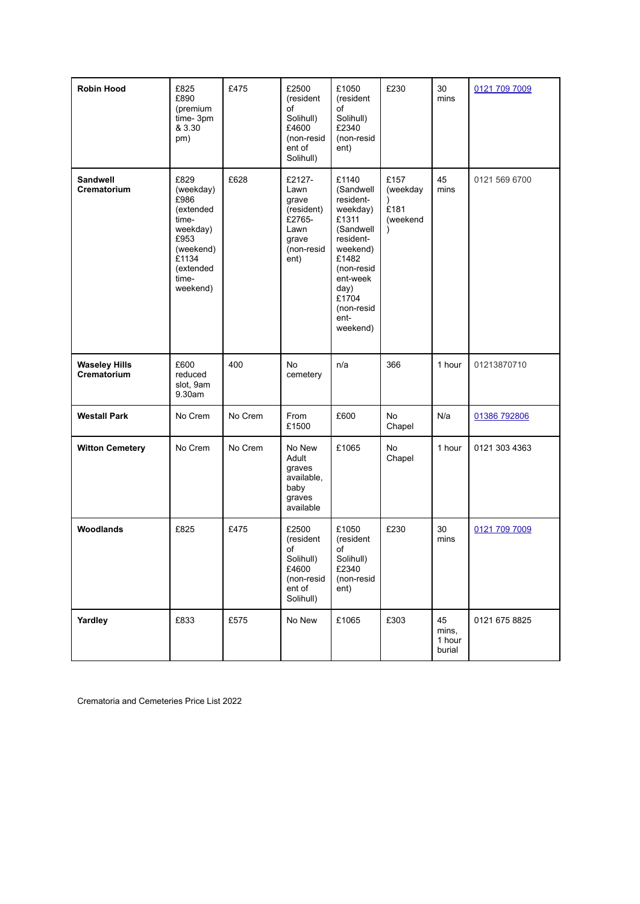| | | | | | | | |
|---|---|---|---|---|---|---|---|
| **Robin Hood** | £825 £890 (premium time- 3pm & 3.30 pm) | £475 | £2500 (resident of Solihull) £4600 (non-resident of Solihull) | £1050 (resident of Solihull) £2340 (non-resident) | £230 | 30 mins | 0121 709 7009 |
| **Sandwell Crematorium** | £829 (weekday) £986 (extended time- weekday) £953 (weekend) £1134 (extended time- weekend) | £628 | £2127- Lawn grave (resident) £2765- Lawn grave (non-resident) | £1140 (Sandwell resident- weekday) £1311 (Sandwell resident- weekend) £1482 (non-resident-weekday) £1704 (non-resident- weekend) | £157 (weekday) £181 (weekend) | 45 mins | 0121 569 6700 |
| **Waseley Hills Crematorium** | £600 reduced slot, 9am 9.30am | 400 | No cemetery | n/a | 366 | 1 hour | 01213870710 |
| **Westall Park** | No Crem | No Crem | From £1500 | £600 | No Chapel | N/a | 01386 792806 |
| **Witton Cemetery** | No Crem | No Crem | No New Adult graves available, baby graves available | £1065 | No Chapel | 1 hour | 0121 303 4363 |
| **Woodlands** | £825 | £475 | £2500 (resident of Solihull) £4600 (non-resident of Solihull) | £1050 (resident of Solihull) £2340 (non-resident) | £230 | 30 mins | 0121 709 7009 |
| **Yardley** | £833 | £575 | No New | £1065 | £303 | 45 mins, 1 hour burial | 0121 675 8825 |

Crematoria and Cemeteries Price List 2022